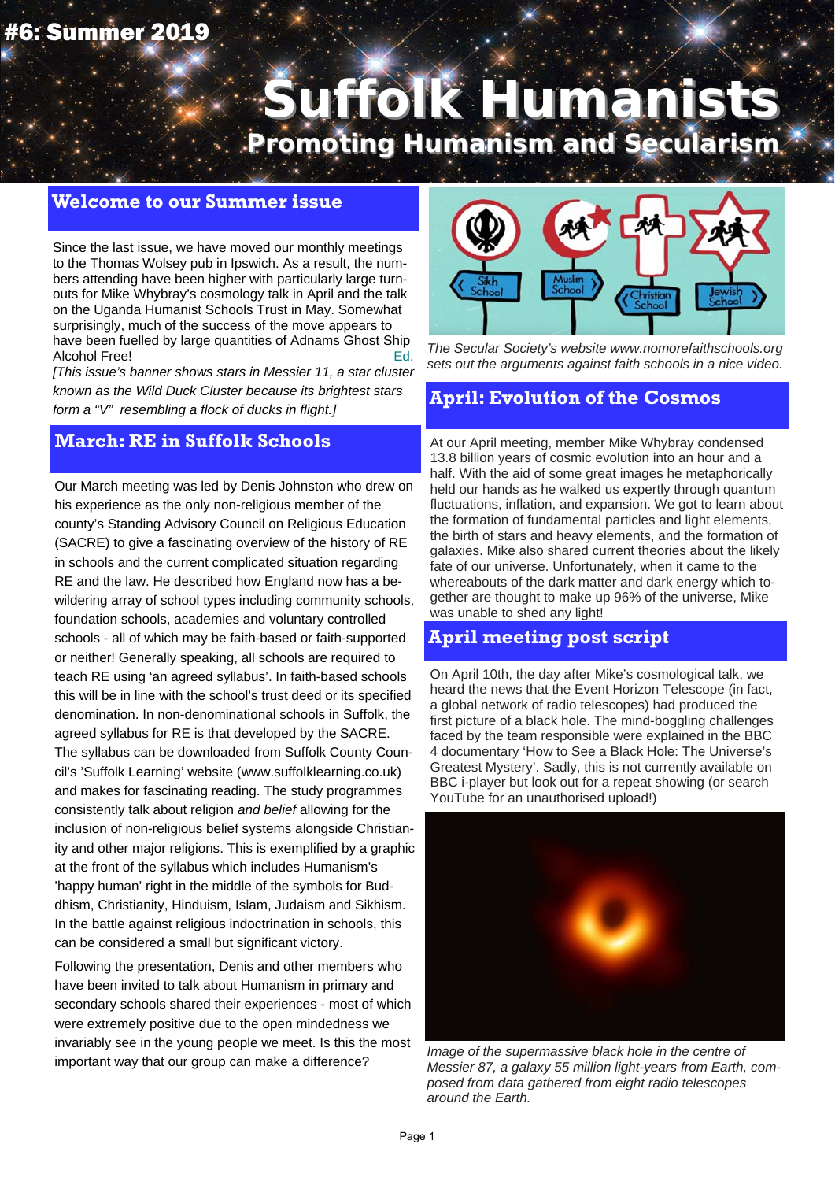#6: Summer 2019

# Suffolk Humanists

## Promoting Humanism and Secularism

## Welcome to our Summer issue

Since the last issue, we have moved our monthly meetings to the Thomas Wolsey pub in Ipswich. As a result, the numbers attending have been higher with particularly large turnouts for Mike Whybray's cosmology talk in April and the talk on the Uganda Humanist Schools Trust in May. Somewhat surprisingly, much of the success of the move appears to have been fuelled by large quantities of Adnams Ghost Ship Alcohol Free! Ed.

*[This issue's banner shows stars in Messier 11, a star cluster known as the Wild Duck Cluster because its brightest stars form a "V" resembling a flock of ducks in flight.]*

## March: RE in Suffolk Schools

Our March meeting was led by Denis Johnston who drew on his experience as the only non-religious member of the county's Standing Advisory Council on Religious Education (SACRE) to give a fascinating overview of the history of RE in schools and the current complicated situation regarding RE and the law. He described how England now has a bewildering array of school types including community schools, foundation schools, academies and voluntary controlled schools - all of which may be faith-based or faith-supported or neither! Generally speaking, all schools are required to teach RE using 'an agreed syllabus'. In faith-based schools this will be in line with the school's trust deed or its specified denomination. In non-denominational schools in Suffolk, the agreed syllabus for RE is that developed by the SACRE. The syllabus can be downloaded from Suffolk County Council's 'Suffolk Learning' website (www.suffolklearning.co.uk) and makes for fascinating reading. The study programmes consistently talk about religion *and belief* allowing for the inclusion of non-religious belief systems alongside Christianity and other major religions. This is exemplified by a graphic at the front of the syllabus which includes Humanism's 'happy human' right in the middle of the symbols for Buddhism, Christianity, Hinduism, Islam, Judaism and Sikhism. In the battle against religious indoctrination in schools, this can be considered a small but significant victory.

Following the presentation, Denis and other members who have been invited to talk about Humanism in primary and secondary schools shared their experiences - most of which were extremely positive due to the open mindedness we invariably see in the young people we meet. Is this the most important way that our group can make a difference?

*The Secular Society's website www.nomorefaithschools.org sets out the arguments against faith schools in a nice video.*

## April: Evolution of the Cosmos

At our April meeting, member Mike Whybray condensed 13.8 billion years of cosmic evolution into an hour and a half. With the aid of some great images he metaphorically held our hands as he walked us expertly through quantum fluctuations, inflation, and expansion. We got to learn about the formation of fundamental particles and light elements, the birth of stars and heavy elements, and the formation of galaxies. Mike also shared current theories about the likely fate of our universe. Unfortunately, when it came to the whereabouts of the dark matter and dark energy which together are thought to make up 96% of the universe, Mike was unable to shed any light!

## April meeting post script

On April 10th, the day after Mike's cosmological talk, we heard the news that the Event Horizon Telescope (in fact, a global network of radio telescopes) had produced the first picture of a black hole. The mind-boggling challenges faced by the team responsible were explained in the BBC 4 documentary 'How to See a Black Hole: The Universe's Greatest Mystery'. Sadly, this is not currently available on BBC i-player but look out for a repeat showing (or search YouTube for an unauthorised upload!)

*Image of the supermassive black hole in the centre of Messier 87, a galaxy 55 million light-years from Earth, composed from data gathered from eight radio telescopes around the Earth.*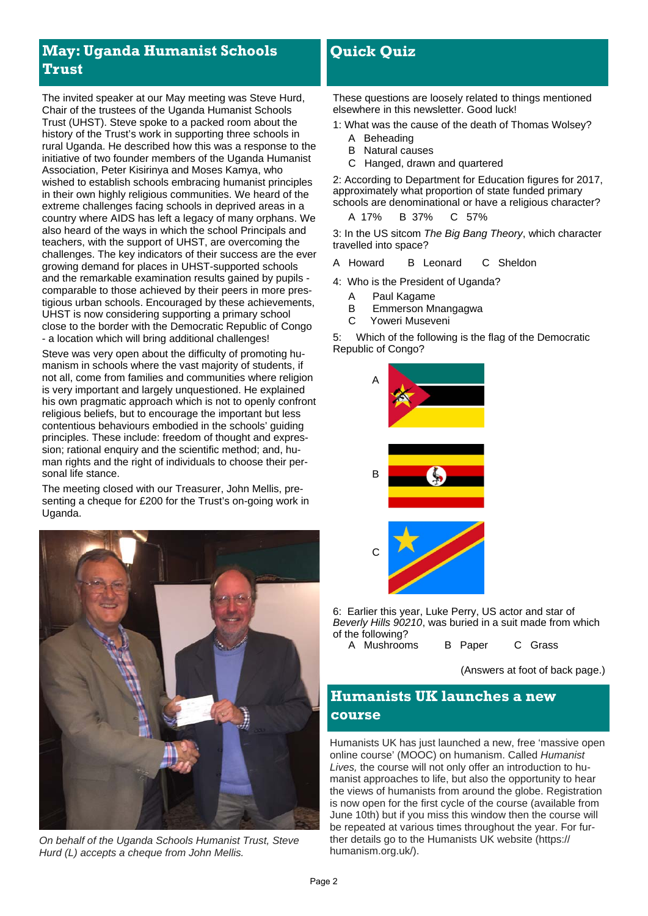## May: Uganda Humanist Schools Trust

The invited speaker at our May meeting was Steve Hurd, Chair of the trustees of the Uganda Humanist Schools Trust (UHST). Steve spoke to a packed room about the history of the Trust's work in supporting three schools in rural Uganda. He described how this was a response to the initiative of two founder members of the Uganda Humanist Association, Peter Kisirinya and Moses Kamya, who wished to establish schools embracing humanist principles in their own highly religious communities. We heard of the extreme challenges facing schools in deprived areas in a country where AIDS has left a legacy of many orphans. We also heard of the ways in which the school Principals and teachers, with the support of UHST, are overcoming the challenges. The key indicators of their success are the ever growing demand for places in UHST-supported schools and the remarkable examination results gained by pupils - comparable to those achieved by their peers in more prestigious urban schools. Encouraged by these achievements, UHST is now considering supporting a primary school close to the border with the Democratic Republic of Congo - a location which will bring additional challenges!

Steve was very open about the difficulty of promoting humanism in schools where the vast majority of students, if not all, come from families and communities where religion is very important and largely unquestioned. He explained his own pragmatic approach which is not to openly confront religious beliefs, but to encourage the important but less contentious behaviours embodied in the schools' guiding principles. These include: freedom of thought and expression; rational enquiry and the scientific method; and, human rights and the right of individuals to choose their personal life stance.

The meeting closed with our Treasurer, John Mellis, presenting a cheque for £200 for the Trust's on-going work in Uganda.

*On behalf of the Uganda Schools Humanist Trust, Steve Hurd (L) accepts a cheque from John Mellis.*

## Quick Quiz

These questions are loosely related to things mentioned elsewhere in this newsletter. Good luck!

1: What was the cause of the death of Thomas Wolsey?

- A Beheading
- B Natural causes
- C Hanged, drawn and quartered

2: According to Department for Education figures for 2017, approximately what proportion of state funded primary schools are denominational or have a religious character?

A 17% B 37% C 57%

3: In the US sitcom *The Big Bang Theory*, which character travelled into space?

A Howard B Leonard C Sheldon

4: Who is the President of Uganda?

- A Paul Kagame
- B Emmerson Mnangagwa
- C Yoweri Museveni

5: Which of the following is the flag of the Democratic Republic of Congo?

A

B

C

6: Earlier this year, Luke Perry, US actor and star of *Beverly Hills 90210*, was buried in a suit made from which of the following?

A Mushrooms B Paper C Grass

(Answers at foot of back page.)

## Humanists UK launches a new course

Humanists UK has just launched a new, free 'massive open online course' (MOOC) on humanism. Called *Humanist Lives,* the course will not only offer an introduction to humanist approaches to life, but also the opportunity to hear the views of humanists from around the globe. Registration is now open for the first cycle of the course (available from June 10th) but if you miss this window then the course will be repeated at various times throughout the year. For further details go to the Humanists UK website (https://humanism.org.uk/).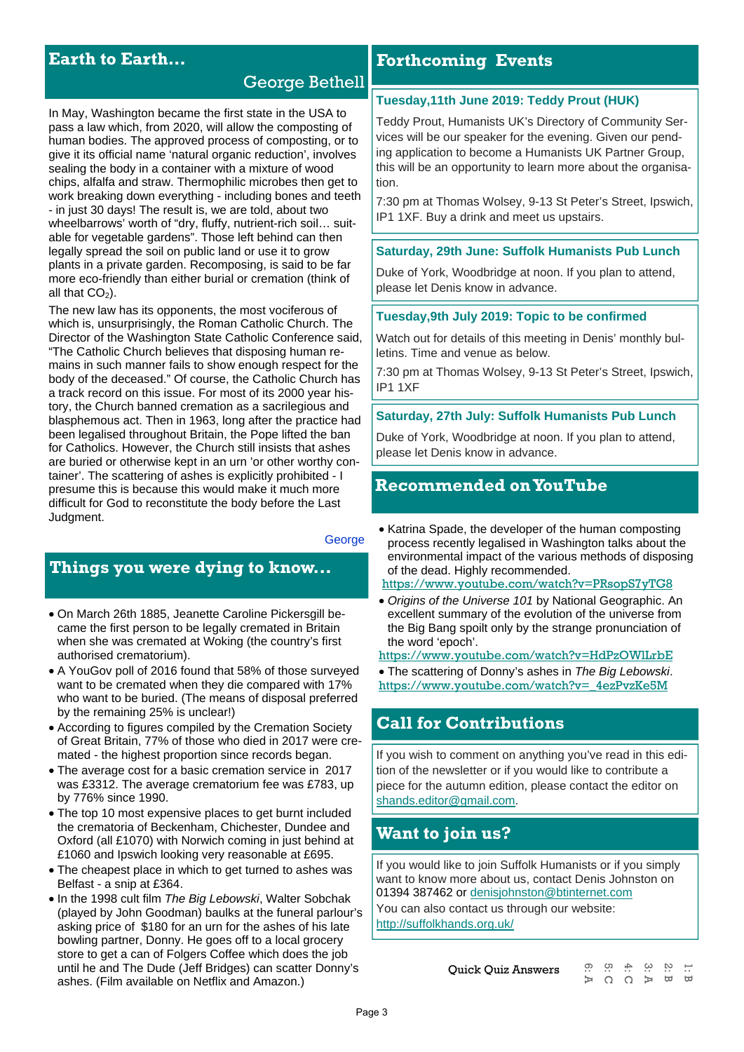## Earth to Earth...

George Bethell

In May, Washington became the first state in the USA to pass a law which, from 2020, will allow the composting of human bodies. The approved process of composting, or to give it its official name 'natural organic reduction', involves sealing the body in a container with a mixture of wood chips, alfalfa and straw. Thermophilic microbes then get to work breaking down everything - including bones and teeth - in just 30 days! The result is, we are told, about two wheelbarrows' worth of "dry, fluffy, nutrient-rich soil… suitable for vegetable gardens". Those left behind can then legally spread the soil on public land or use it to grow plants in a private garden. Recomposing, is said to be far more eco-friendly than either burial or cremation (think of all that $CO_2$).

The new law has its opponents, the most vociferous of which is, unsurprisingly, the Roman Catholic Church. The Director of the Washington State Catholic Conference said, "The Catholic Church believes that disposing human remains in such manner fails to show enough respect for the body of the deceased." Of course, the Catholic Church has a track record on this issue. For most of its 2000 year history, the Church banned cremation as a sacrilegious and blasphemous act. Then in 1963, long after the practice had been legalised throughout Britain, the Pope lifted the ban for Catholics. However, the Church still insists that ashes are buried or otherwise kept in an urn 'or other worthy container'. The scattering of ashes is explicitly prohibited - I presume this is because this would make it much more difficult for God to reconstitute the body before the Last Judgment.

George

## Things you were dying to know...

- On March 26th 1885, Jeanette Caroline Pickersgill became the first person to be legally cremated in Britain when she was cremated at Woking (the country's first authorised crematorium).
- A YouGov poll of 2016 found that 58% of those surveyed want to be cremated when they die compared with 17% who want to be buried. (The means of disposal preferred by the remaining 25% is unclear!)
- According to figures compiled by the Cremation Society of Great Britain, 77% of those who died in 2017 were cremated - the highest proportion since records began.
- The average cost for a basic cremation service in 2017 was £3312. The average crematorium fee was £783, up by 776% since 1990.
- The top 10 most expensive places to get burnt included the crematoria of Beckenham, Chichester, Dundee and Oxford (all £1070) with Norwich coming in just behind at £1060 and Ipswich looking very reasonable at £695.
- The cheapest place in which to get turned to ashes was Belfast - a snip at £364.
- In the 1998 cult film *The Big Lebowski*, Walter Sobchak (played by John Goodman) baulks at the funeral parlour's asking price of $180 for an urn for the ashes of his late bowling partner, Donny. He goes off to a local grocery store to get a can of Folgers Coffee which does the job until he and The Dude (Jeff Bridges) can scatter Donny's ashes. (Film available on Netflix and Amazon.)

## Forthcoming Events

### Tuesday,11th June 2019: Teddy Prout (HUK)

Teddy Prout, Humanists UK's Directory of Community Services will be our speaker for the evening. Given our pending application to become a Humanists UK Partner Group, this will be an opportunity to learn more about the organisation.

7:30 pm at Thomas Wolsey, 9-13 St Peter's Street, Ipswich, IP1 1XF. Buy a drink and meet us upstairs.

### Saturday, 29th June: Suffolk Humanists Pub Lunch

Duke of York, Woodbridge at noon. If you plan to attend, please let Denis know in advance.

### Tuesday,9th July 2019: Topic to be confirmed

Watch out for details of this meeting in Denis' monthly bulletins. Time and venue as below.

7:30 pm at Thomas Wolsey, 9-13 St Peter's Street, Ipswich, IP1 1XF

### Saturday, 27th July: Suffolk Humanists Pub Lunch

Duke of York, Woodbridge at noon. If you plan to attend, please let Denis know in advance.

## Recommended on YouTube

- Katrina Spade, the developer of the human composting process recently legalised in Washington talks about the environmental impact of the various methods of disposing of the dead. Highly recommended.
  https://www.youtube.com/watch?v=PRsopS7yTG8
- *Origins of the Universe 101* by National Geographic. An excellent summary of the evolution of the universe from the Big Bang spoilt only by the strange pronunciation of the word 'epoch'.
  https://www.youtube.com/watch?v=HdPzOWlLrbE
- The scattering of Donny's ashes in *The Big Lebowski*.
  https://www.youtube.com/watch?v=_4ezPvzKe5M

## Call for Contributions

If you wish to comment on anything you've read in this edition of the newsletter or if you would like to contribute a piece for the autumn edition, please contact the editor on shands.editor@gmail.com.

## Want to join us?

If you would like to join Suffolk Humanists or if you simply want to know more about us, contact Denis Johnston on 01394 387462 or denisjohnston@btinternet.com

You can also contact us through our website: http://suffolkhands.org.uk/

Quick Quiz Answers

1: B
2: B
3: A
4: C
5: C
6: A